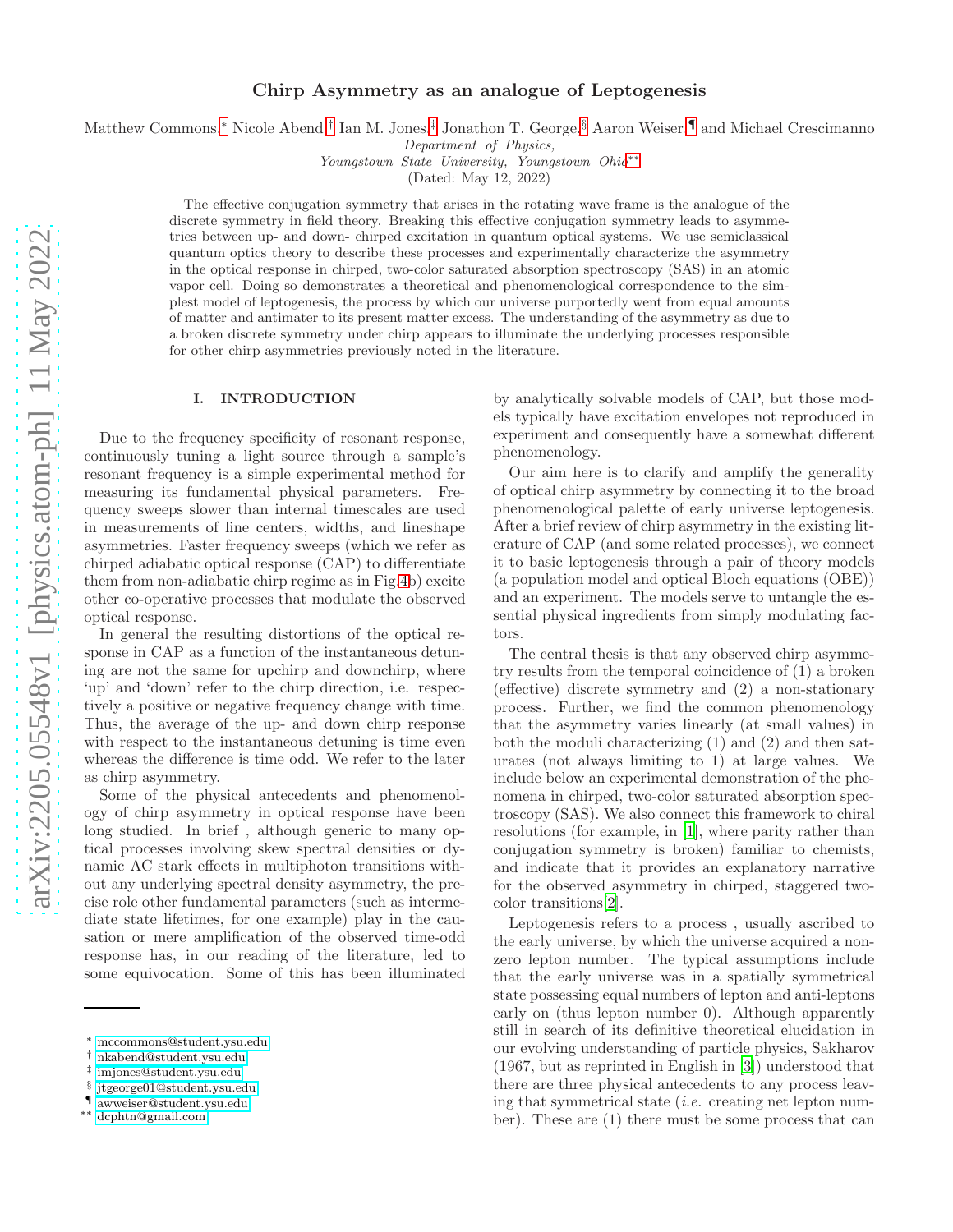# Chirp Asymmetry as an analogue of Leptogenesis

Matthew Commons,[*] Nicole Abend,[†] Ian M. Jones,[‡] Jonathon T. George,[§] Aaron Weiser,[¶] and Michael Crescimanno

*Department of Physics, Youngstown State University, Youngstown Ohio*[**]

(Dated: May 12, 2022)

The effective conjugation symmetry that arises in the rotating wave frame is the analogue of the discrete symmetry in field theory. Breaking this effective conjugation symmetry leads to asymmetries between up- and down- chirped excitation in quantum optical systems. We use semiclassical quantum optics theory to describe these processes and experimentally characterize the asymmetry in the optical response in chirped, two-color saturated absorption spectroscopy (SAS) in an atomic vapor cell. Doing so demonstrates a theoretical and phenomenological correspondence to the simplest model of leptogenesis, the process by which our universe purportedly went from equal amounts of matter and antimater to its present matter excess. The understanding of the asymmetry as due to a broken discrete symmetry under chirp appears to illuminate the underlying processes responsible for other chirp asymmetries previously noted in the literature.

## I. INTRODUCTION

Due to the frequency specificity of resonant response, continuously tuning a light source through a sample's resonant frequency is a simple experimental method for measuring its fundamental physical parameters. Frequency sweeps slower than internal timescales are used in measurements of line centers, widths, and lineshape asymmetries. Faster frequency sweeps (which we refer as chirped adiabatic optical response (CAP) to differentiate them from non-adiabatic chirp regime as in Fig 4b) excite other co-operative processes that modulate the observed optical response.

In general the resulting distortions of the optical response in CAP as a function of the instantaneous detuning are not the same for upchirp and downchirp, where 'up' and 'down' refer to the chirp direction, i.e. respectively a positive or negative frequency change with time. Thus, the average of the up- and down chirp response with respect to the instantaneous detuning is time even whereas the difference is time odd. We refer to the later as chirp asymmetry.

Some of the physical antecedents and phenomenology of chirp asymmetry in optical response have been long studied. In brief , although generic to many optical processes involving skew spectral densities or dynamic AC stark effects in multiphoton transitions without any underlying spectral density asymmetry, the precise role other fundamental parameters (such as intermediate state lifetimes, for one example) play in the causation or mere amplification of the observed time-odd response has, in our reading of the literature, led to some equivocation. Some of this has been illuminated by analytically solvable models of CAP, but those models typically have excitation envelopes not reproduced in experiment and consequently have a somewhat different phenomenology.

Our aim here is to clarify and amplify the generality of optical chirp asymmetry by connecting it to the broad phenomenological palette of early universe leptogenesis. After a brief review of chirp asymmetry in the existing literature of CAP (and some related processes), we connect it to basic leptogenesis through a pair of theory models (a population model and optical Bloch equations (OBE)) and an experiment. The models serve to untangle the essential physical ingredients from simply modulating factors.

The central thesis is that any observed chirp asymmetry results from the temporal coincidence of (1) a broken (effective) discrete symmetry and (2) a non-stationary process. Further, we find the common phenomenology that the asymmetry varies linearly (at small values) in both the moduli characterizing (1) and (2) and then saturates (not always limiting to 1) at large values. We include below an experimental demonstration of the phenomena in chirped, two-color saturated absorption spectroscopy (SAS). We also connect this framework to chiral resolutions (for example, in [1], where parity rather than conjugation symmetry is broken) familiar to chemists, and indicate that it provides an explanatory narrative for the observed asymmetry in chirped, staggered two-color transitions[2].

Leptogenesis refers to a process , usually ascribed to the early universe, by which the universe acquired a nonzero lepton number. The typical assumptions include that the early universe was in a spatially symmetrical state possessing equal numbers of lepton and anti-leptons early on (thus lepton number 0). Although apparently still in search of its definitive theoretical elucidation in our evolving understanding of particle physics, Sakharov (1967, but as reprinted in English in [3]) understood that there are three physical antecedents to any process leaving that symmetrical state (*i.e.* creating net lepton number). These are (1) there must be some process that can

---

[*] mccommons@student.ysu.edu
[†] nkabend@student.ysu.edu
[‡] imjones@student.ysu.edu
[§] jtgeorge01@student.ysu.edu
[¶] awweiser@student.ysu.edu
[**] dcphtn@gmail.com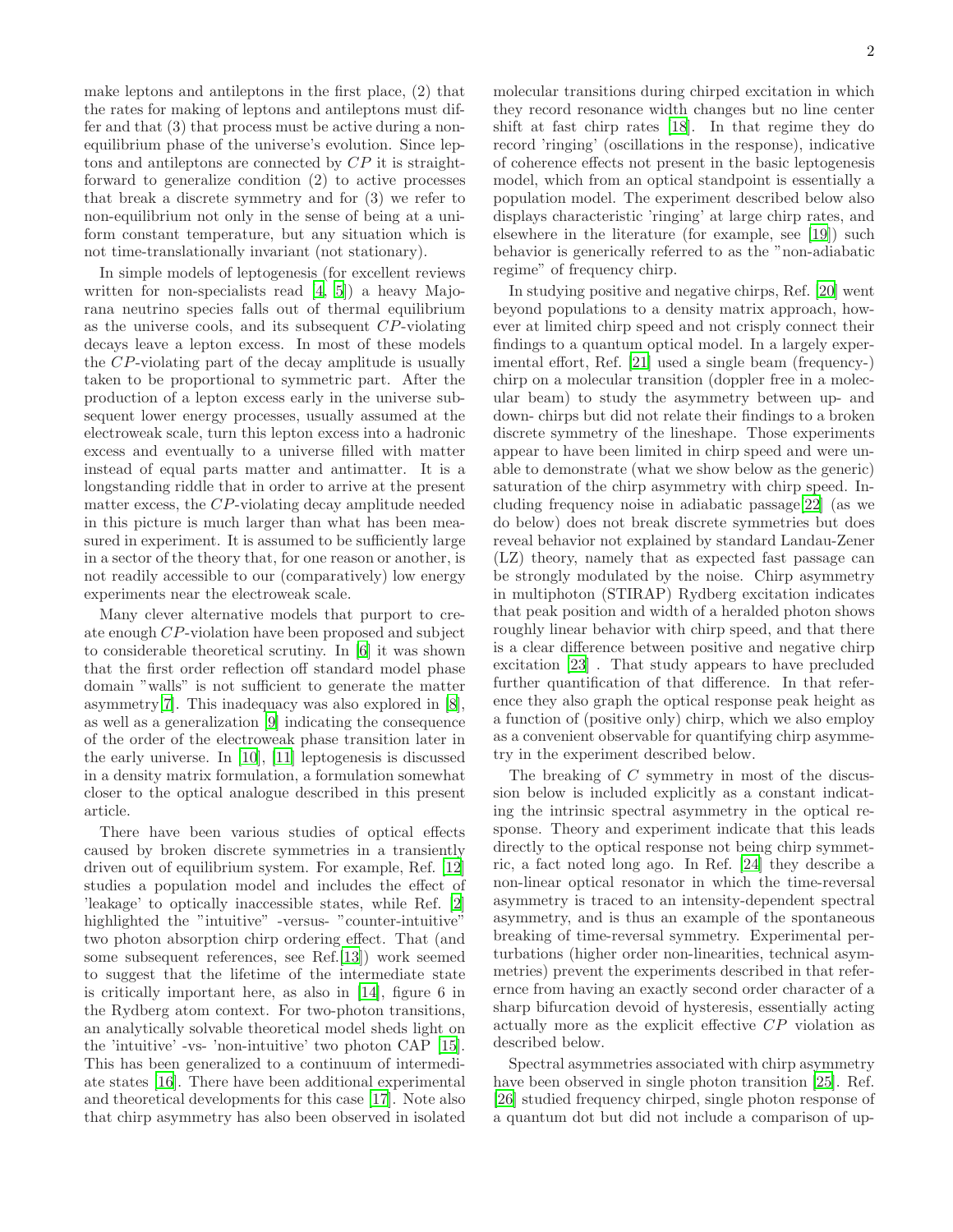make leptons and antileptons in the first place, (2) that the rates for making of leptons and antileptons must differ and that (3) that process must be active during a non-equilibrium phase of the universe's evolution. Since leptons and antileptons are connected by $CP$ it is straightforward to generalize condition (2) to active processes that break a discrete symmetry and for (3) we refer to non-equilibrium not only in the sense of being at a uniform constant temperature, but any situation which is not time-translationally invariant (not stationary).

In simple models of leptogenesis (for excellent reviews written for non-specialists read [4, 5]) a heavy Majorana neutrino species falls out of thermal equilibrium as the universe cools, and its subsequent $CP$-violating decays leave a lepton excess. In most of these models the $CP$-violating part of the decay amplitude is usually taken to be proportional to symmetric part. After the production of a lepton excess early in the universe subsequent lower energy processes, usually assumed at the electroweak scale, turn this lepton excess into a hadronic excess and eventually to a universe filled with matter instead of equal parts matter and antimatter. It is a longstanding riddle that in order to arrive at the present matter excess, the $CP$-violating decay amplitude needed in this picture is much larger than what has been measured in experiment. It is assumed to be sufficiently large in a sector of the theory that, for one reason or another, is not readily accessible to our (comparatively) low energy experiments near the electroweak scale.

Many clever alternative models that purport to create enough $CP$-violation have been proposed and subject to considerable theoretical scrutiny. In [6] it was shown that the first order reflection off standard model phase domain "walls" is not sufficient to generate the matter asymmetry[7]. This inadequacy was also explored in [8], as well as a generalization [9] indicating the consequence of the order of the electroweak phase transition later in the early universe. In [10], [11] leptogenesis is discussed in a density matrix formulation, a formulation somewhat closer to the optical analogue described in this present article.

There have been various studies of optical effects caused by broken discrete symmetries in a transiently driven out of equilibrium system. For example, Ref. [12] studies a population model and includes the effect of 'leakage' to optically inaccessible states, while Ref. [2] highlighted the "intuitive" -versus- "counter-intuitive" two photon absorption chirp ordering effect. That (and some subsequent references, see Ref.[13]) work seemed to suggest that the lifetime of the intermediate state is critically important here, as also in [14], figure 6 in the Rydberg atom context. For two-photon transitions, an analytically solvable theoretical model sheds light on the 'intuitive' -vs- 'non-intuitive' two photon CAP [15]. This has been generalized to a continuum of intermediate states [16]. There have been additional experimental and theoretical developments for this case [17]. Note also that chirp asymmetry has also been observed in isolated molecular transitions during chirped excitation in which they record resonance width changes but no line center shift at fast chirp rates [18]. In that regime they do record 'ringing' (oscillations in the response), indicative of coherence effects not present in the basic leptogenesis model, which from an optical standpoint is essentially a population model. The experiment described below also displays characteristic 'ringing' at large chirp rates, and elsewhere in the literature (for example, see [19]) such behavior is generically referred to as the "non-adiabatic regime" of frequency chirp.

In studying positive and negative chirps, Ref. [20] went beyond populations to a density matrix approach, however at limited chirp speed and not crisply connect their findings to a quantum optical model. In a largely experimental effort, Ref. [21] used a single beam (frequency-) chirp on a molecular transition (doppler free in a molecular beam) to study the asymmetry between up- and down- chirps but did not relate their findings to a broken discrete symmetry of the lineshape. Those experiments appear to have been limited in chirp speed and were unable to demonstrate (what we show below as the generic) saturation of the chirp asymmetry with chirp speed. Including frequency noise in adiabatic passage[22] (as we do below) does not break discrete symmetries but does reveal behavior not explained by standard Landau-Zener (LZ) theory, namely that as expected fast passage can be strongly modulated by the noise. Chirp asymmetry in multiphoton (STIRAP) Rydberg excitation indicates that peak position and width of a heralded photon shows roughly linear behavior with chirp speed, and that there is a clear difference between positive and negative chirp excitation [23] . That study appears to have precluded further quantification of that difference. In that reference they also graph the optical response peak height as a function of (positive only) chirp, which we also employ as a convenient observable for quantifying chirp asymmetry in the experiment described below.

The breaking of $C$ symmetry in most of the discussion below is included explicitly as a constant indicating the intrinsic spectral asymmetry in the optical response. Theory and experiment indicate that this leads directly to the optical response not being chirp symmetric, a fact noted long ago. In Ref. [24] they describe a non-linear optical resonator in which the time-reversal asymmetry is traced to an intensity-dependent spectral asymmetry, and is thus an example of the spontaneous breaking of time-reversal symmetry. Experimental perturbations (higher order non-linearities, technical asymmetries) prevent the experiments described in that refernce from having an exactly second order character of a sharp bifurcation devoid of hysteresis, essentially acting actually more as the explicit effective $CP$ violation as described below.

Spectral asymmetries associated with chirp asymmetry have been observed in single photon transition [25]. Ref. [26] studied frequency chirped, single photon response of a quantum dot but did not include a comparison of up-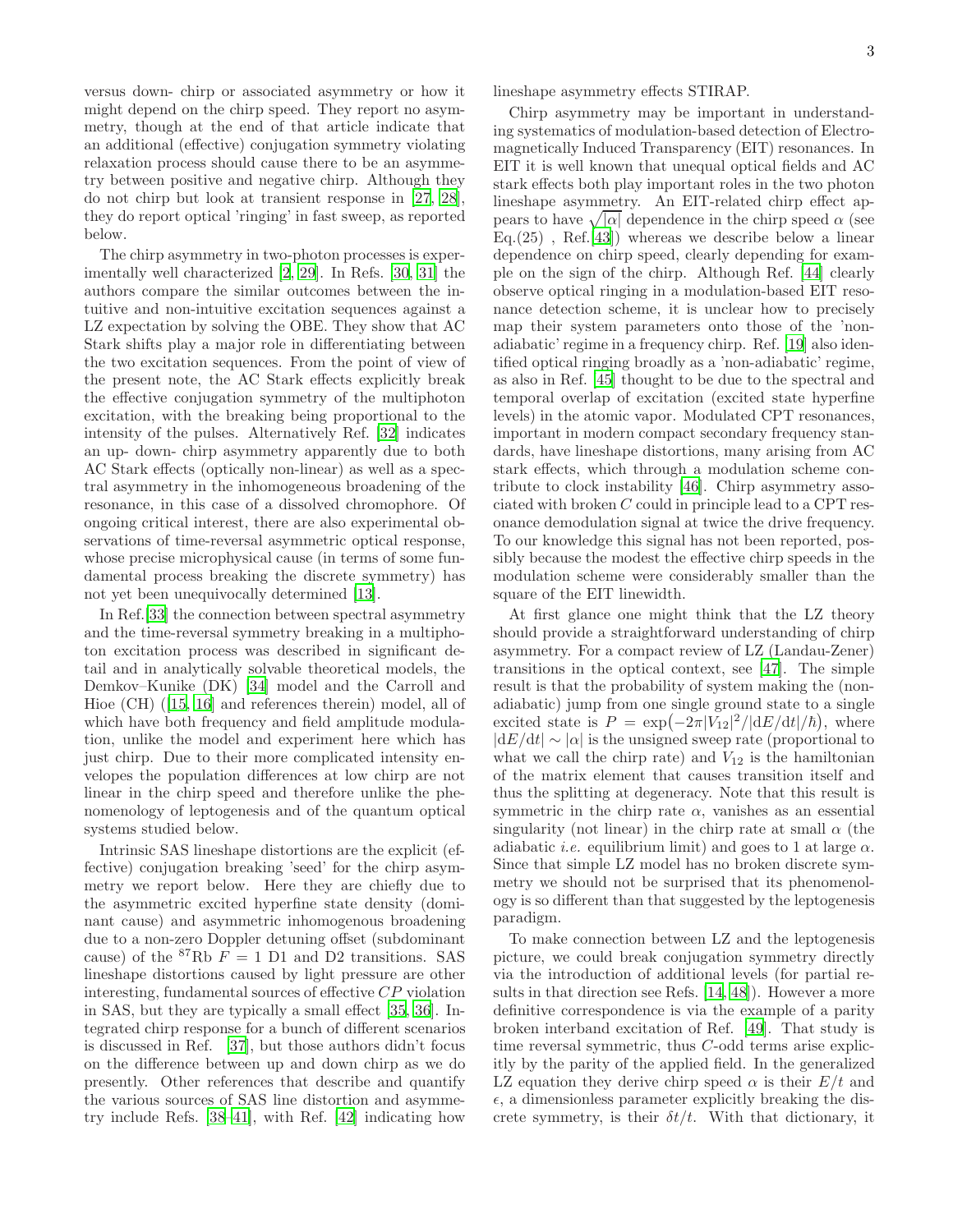versus down- chirp or associated asymmetry or how it might depend on the chirp speed. They report no asymmetry, though at the end of that article indicate that an additional (effective) conjugation symmetry violating relaxation process should cause there to be an asymmetry between positive and negative chirp. Although they do not chirp but look at transient response in [27, 28], they do report optical 'ringing' in fast sweep, as reported below.

The chirp asymmetry in two-photon processes is experimentally well characterized [2, 29]. In Refs. [30, 31] the authors compare the similar outcomes between the intuitive and non-intuitive excitation sequences against a LZ expectation by solving the OBE. They show that AC Stark shifts play a major role in differentiating between the two excitation sequences. From the point of view of the present note, the AC Stark effects explicitly break the effective conjugation symmetry of the multiphoton excitation, with the breaking being proportional to the intensity of the pulses. Alternatively Ref. [32] indicates an up- down- chirp asymmetry apparently due to both AC Stark effects (optically non-linear) as well as a spectral asymmetry in the inhomogeneous broadening of the resonance, in this case of a dissolved chromophore. Of ongoing critical interest, there are also experimental observations of time-reversal asymmetric optical response, whose precise microphysical cause (in terms of some fundamental process breaking the discrete symmetry) has not yet been unequivocally determined [13].

In Ref.[33] the connection between spectral asymmetry and the time-reversal symmetry breaking in a multiphoton excitation process was described in significant detail and in analytically solvable theoretical models, the Demkov–Kunike (DK) [34] model and the Carroll and Hioe (CH) ([15, 16] and references therein) model, all of which have both frequency and field amplitude modulation, unlike the model and experiment here which has just chirp. Due to their more complicated intensity envelopes the population differences at low chirp are not linear in the chirp speed and therefore unlike the phenomenology of leptogenesis and of the quantum optical systems studied below.

Intrinsic SAS lineshape distortions are the explicit (effective) conjugation breaking 'seed' for the chirp asymmetry we report below. Here they are chiefly due to the asymmetric excited hyperfine state density (dominant cause) and asymmetric inhomogenous broadening due to a non-zero Doppler detuning offset (subdominant cause) of the $^{87}$Rb $F = 1$ D1 and D2 transitions. SAS lineshape distortions caused by light pressure are other interesting, fundamental sources of effective $CP$ violation in SAS, but they are typically a small effect [35, 36]. Integrated chirp response for a bunch of different scenarios is discussed in Ref. [37], but those authors didn't focus on the difference between up and down chirp as we do presently. Other references that describe and quantify the various sources of SAS line distortion and asymmetry include Refs. [38–41], with Ref. [42] indicating how lineshape asymmetry effects STIRAP.

Chirp asymmetry may be important in understanding systematics of modulation-based detection of Electromagnetically Induced Transparency (EIT) resonances. In EIT it is well known that unequal optical fields and AC stark effects both play important roles in the two photon lineshape asymmetry. An EIT-related chirp effect appears to have $\sqrt{|\alpha|}$ dependence in the chirp speed $\alpha$ (see Eq.(25) , Ref.[43]) whereas we describe below a linear dependence on chirp speed, clearly depending for example on the sign of the chirp. Although Ref. [44] clearly observe optical ringing in a modulation-based EIT resonance detection scheme, it is unclear how to precisely map their system parameters onto those of the 'nonadiabatic' regime in a frequency chirp. Ref. [19] also identified optical ringing broadly as a 'non-adiabatic' regime, as also in Ref. [45] thought to be due to the spectral and temporal overlap of excitation (excited state hyperfine levels) in the atomic vapor. Modulated CPT resonances, important in modern compact secondary frequency standards, have lineshape distortions, many arising from AC stark effects, which through a modulation scheme contribute to clock instability [46]. Chirp asymmetry associated with broken $C$ could in principle lead to a CPT resonance demodulation signal at twice the drive frequency. To our knowledge this signal has not been reported, possibly because the modest the effective chirp speeds in the modulation scheme were considerably smaller than the square of the EIT linewidth.

At first glance one might think that the LZ theory should provide a straightforward understanding of chirp asymmetry. For a compact review of LZ (Landau-Zener) transitions in the optical context, see [47]. The simple result is that the probability of system making the (nonadiabatic) jump from one single ground state to a single excited state is $P = \exp\left(-2\pi|V_{12}|^2/|\mathrm{d}E/\mathrm{d}t|/\hbar\right)$, where $|\mathrm{d}E/\mathrm{d}t| \sim |\alpha|$ is the unsigned sweep rate (proportional to what we call the chirp rate) and $V_{12}$ is the hamiltonian of the matrix element that causes transition itself and thus the splitting at degeneracy. Note that this result is symmetric in the chirp rate $\alpha$, vanishes as an essential singularity (not linear) in the chirp rate at small $\alpha$ (the adiabatic *i.e.* equilibrium limit) and goes to 1 at large $\alpha$. Since that simple LZ model has no broken discrete symmetry we should not be surprised that its phenomenology is so different than that suggested by the leptogenesis paradigm.

To make connection between LZ and the leptogenesis picture, we could break conjugation symmetry directly via the introduction of additional levels (for partial results in that direction see Refs. [14, 48]). However a more definitive correspondence is via the example of a parity broken interband excitation of Ref. [49]. That study is time reversal symmetric, thus $C$-odd terms arise explicitly by the parity of the applied field. In the generalized LZ equation they derive chirp speed $\alpha$ is their $E/t$ and $\epsilon$, a dimensionless parameter explicitly breaking the discrete symmetry, is their $\delta t/t$. With that dictionary, it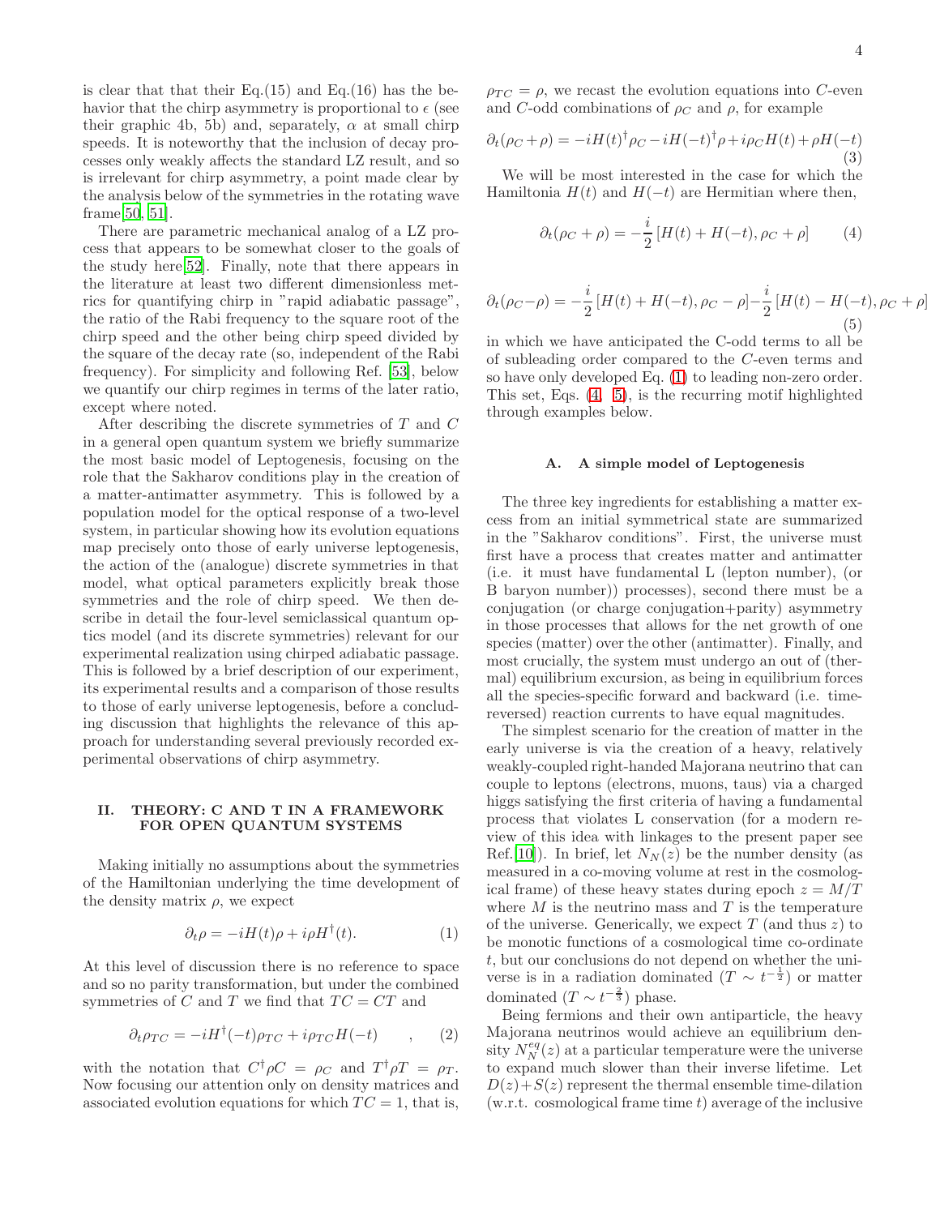is clear that that their Eq.(15) and Eq.(16) has the behavior that the chirp asymmetry is proportional to $\epsilon$ (see their graphic 4b, 5b) and, separately, $\alpha$ at small chirp speeds. It is noteworthy that the inclusion of decay processes only weakly affects the standard LZ result, and so is irrelevant for chirp asymmetry, a point made clear by the analysis below of the symmetries in the rotating wave frame[50, 51].

There are parametric mechanical analog of a LZ process that appears to be somewhat closer to the goals of the study here[52]. Finally, note that there appears in the literature at least two different dimensionless metrics for quantifying chirp in "rapid adiabatic passage", the ratio of the Rabi frequency to the square root of the chirp speed and the other being chirp speed divided by the square of the decay rate (so, independent of the Rabi frequency). For simplicity and following Ref. [53], below we quantify our chirp regimes in terms of the later ratio, except where noted.

After describing the discrete symmetries of $T$ and $C$ in a general open quantum system we briefly summarize the most basic model of Leptogenesis, focusing on the role that the Sakharov conditions play in the creation of a matter-antimatter asymmetry. This is followed by a population model for the optical response of a two-level system, in particular showing how its evolution equations map precisely onto those of early universe leptogenesis, the action of the (analogue) discrete symmetries in that model, what optical parameters explicitly break those symmetries and the role of chirp speed. We then describe in detail the four-level semiclassical quantum optics model (and its discrete symmetries) relevant for our experimental realization using chirped adiabatic passage. This is followed by a brief description of our experiment, its experimental results and a comparison of those results to those of early universe leptogenesis, before a concluding discussion that highlights the relevance of this approach for understanding several previously recorded experimental observations of chirp asymmetry.

## II. THEORY: C AND T IN A FRAMEWORK FOR OPEN QUANTUM SYSTEMS

Making initially no assumptions about the symmetries of the Hamiltonian underlying the time development of the density matrix $\rho$, we expect

$$\partial_t \rho = -iH(t)\rho + i\rho H^\dagger(t). \tag{1}$$

At this level of discussion there is no reference to space and so no parity transformation, but under the combined symmetries of $C$ and $T$ we find that $TC = CT$ and

$$\partial_t \rho_{TC} = -iH^\dagger(-t)\rho_{TC} + i\rho_{TC} H(-t) \qquad , \tag{2}$$

with the notation that $C^\dagger \rho C = \rho_C$ and $T^\dagger \rho T = \rho_T$. Now focusing our attention only on density matrices and associated evolution equations for which $TC = 1$, that is, $\rho_{TC} = \rho$, we recast the evolution equations into $C$-even and $C$-odd combinations of $\rho_C$ and $\rho$, for example

$$\partial_t(\rho_C + \rho) = -iH(t)^\dagger \rho_C - iH(-t)^\dagger \rho + i\rho_C H(t) + \rho H(-t) \tag{3}$$

We will be most interested in the case for which the Hamiltonia $H(t)$ and $H(-t)$ are Hermitian where then,

$$\partial_t(\rho_C + \rho) = -\frac{i}{2}\left[H(t) + H(-t), \rho_C + \rho\right] \tag{4}$$

$$\partial_t(\rho_C - \rho) = -\frac{i}{2}\left[H(t) + H(-t), \rho_C - \rho\right] - \frac{i}{2}\left[H(t) - H(-t), \rho_C + \rho\right] \tag{5}$$

in which we have anticipated the C-odd terms to all be of subleading order compared to the $C$-even terms and so have only developed Eq. (1) to leading non-zero order. This set, Eqs. (4, 5), is the recurring motif highlighted through examples below.

### A. A simple model of Leptogenesis

The three key ingredients for establishing a matter excess from an initial symmetrical state are summarized in the "Sakharov conditions". First, the universe must first have a process that creates matter and antimatter (i.e. it must have fundamental L (lepton number), (or B baryon number)) processes), second there must be a conjugation (or charge conjugation+parity) asymmetry in those processes that allows for the net growth of one species (matter) over the other (antimatter). Finally, and most crucially, the system must undergo an out of (thermal) equilibrium excursion, as being in equilibrium forces all the species-specific forward and backward (i.e. time-reversed) reaction currents to have equal magnitudes.

The simplest scenario for the creation of matter in the early universe is via the creation of a heavy, relatively weakly-coupled right-handed Majorana neutrino that can couple to leptons (electrons, muons, taus) via a charged higgs satisfying the first criteria of having a fundamental process that violates L conservation (for a modern review of this idea with linkages to the present paper see Ref.[10]). In brief, let $N_N(z)$ be the number density (as measured in a co-moving volume at rest in the cosmological frame) of these heavy states during epoch $z = M/T$ where $M$ is the neutrino mass and $T$ is the temperature of the universe. Generically, we expect $T$ (and thus $z$) to be monotic functions of a cosmological time co-ordinate $t$, but our conclusions do not depend on whether the universe is in a radiation dominated ($T \sim t^{-\frac{1}{2}}$) or matter dominated ($T \sim t^{-\frac{2}{3}}$) phase.

Being fermions and their own antiparticle, the heavy Majorana neutrinos would achieve an equilibrium density $N_N^{eq}(z)$ at a particular temperature were the universe to expand much slower than their inverse lifetime. Let $D(z)+S(z)$ represent the thermal ensemble time-dilation (w.r.t. cosmological frame time $t$) average of the inclusive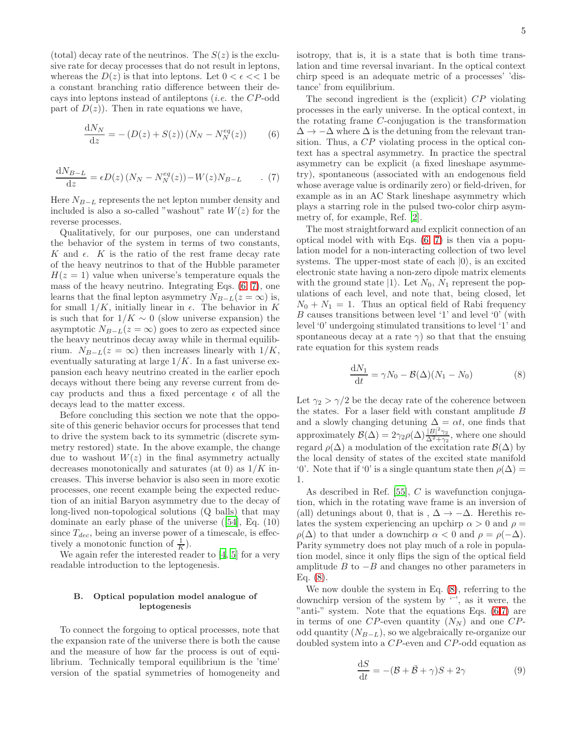(total) decay rate of the neutrinos. The $S(z)$ is the exclusive rate for decay processes that do not result in leptons, whereas the $D(z)$ is that into leptons. Let $0 < \epsilon << 1$ be a constant branching ratio difference between their decays into leptons instead of antileptons (*i.e.* the $CP$-odd part of $D(z)$). Then in rate equations we have,

$$\frac{\mathrm{d}N_N}{\mathrm{d}z} = -\left(D(z) + S(z)\right)\left(N_N - N_N^{eq}(z)\right) \qquad (6)$$

$$\frac{\mathrm{d}N_{B-L}}{\mathrm{d}z} = \epsilon D(z)\left(N_N - N_N^{eq}(z)\right) - W(z)N_{B-L} \qquad . (7)$$

Here $N_{B-L}$ represents the net lepton number density and included is also a so-called "washout" rate $W(z)$ for the reverse processes.

Qualitatively, for our purposes, one can understand the behavior of the system in terms of two constants, $K$ and $\epsilon$. $K$ is the ratio of the rest frame decay rate of the heavy neutrinos to that of the Hubble parameter $H(z = 1)$ value when universe's temperature equals the mass of the heavy neutrino. Integrating Eqs. (6, 7), one learns that the final lepton asymmetry $N_{B-L}(z = \infty)$ is, for small $1/K$, initially linear in $\epsilon$. The behavior in $K$ is such that for $1/K \sim 0$ (slow universe expansion) the asymptotic $N_{B-L}(z = \infty)$ goes to zero as expected since the heavy neutrinos decay away while in thermal equilibrium. $N_{B-L}(z = \infty)$ then increases linearly with $1/K$, eventually saturating at large $1/K$. In a fast universe expansion each heavy neutrino created in the earlier epoch decays without there being any reverse current from decay products and thus a fixed percentage $\epsilon$ of all the decays lead to the matter excess.

Before concluding this section we note that the opposite of this generic behavior occurs for processes that tend to drive the system back to its symmetric (discrete symmetry restored) state. In the above example, the change due to washout $W(z)$ in the final asymmetry actually decreases monotonically and saturates (at 0) as $1/K$ increases. This inverse behavior is also seen in more exotic processes, one recent example being the expected reduction of an initial Baryon asymmetry due to the decay of long-lived non-topological solutions (Q balls) that may dominate an early phase of the universe ([54], Eq. (10) since $T_{dec}$, being an inverse power of a timescale, is effectively a monotonic function of $\frac{1}{K}$).

We again refer the interested reader to [4, 5] for a very readable introduction to the leptogenesis.

### B. Optical population model analogue of leptogenesis

To connect the forgoing to optical processes, note that the expansion rate of the universe there is both the cause and the measure of how far the process is out of equilibrium. Technically temporal equilibrium is the 'time' version of the spatial symmetries of homogeneity and isotropy, that is, it is a state that is both time translation and time reversal invariant. In the optical context chirp speed is an adequate metric of a processes' 'distance' from equilibrium.

The second ingredient is the (explicit) $CP$ violating processes in the early universe. In the optical context, in the rotating frame $C$-conjugation is the transformation $\Delta \to -\Delta$ where $\Delta$ is the detuning from the relevant transition. Thus, a $CP$ violating process in the optical context has a spectral asymmetry. In practice the spectral asymmetry can be explicit (a fixed lineshape asymmetry), spontaneous (associated with an endogenous field whose average value is ordinarily zero) or field-driven, for example as in an AC Stark lineshape asymmetry which plays a starring role in the pulsed two-color chirp asymmetry of, for example, Ref. [2].

The most straightforward and explicit connection of an optical model with with Eqs. (6, 7) is then via a population model for a non-interacting collection of two level systems. The upper-most state of each $|0\rangle$, is an excited electronic state having a non-zero dipole matrix elements with the ground state $|1\rangle$. Let $N_0$, $N_1$ represent the populations of each level, and note that, being closed, let $N_0 + N_1 = 1$. Thus an optical field of Rabi frequency $B$ causes transitions between level '1' and level '0' (with level '0' undergoing stimulated transitions to level '1' and spontaneous decay at a rate $\gamma$) so that that the ensuing rate equation for this system reads

$$\frac{\mathrm{d}N_1}{\mathrm{d}t} = \gamma N_0 - \mathcal{B}(\Delta)(N_1 - N_0) \qquad (8)$$

Let $\gamma_2 > \gamma/2$ be the decay rate of the coherence between the states. For a laser field with constant amplitude $B$ and a slowly changing detuning $\Delta = \alpha t$, one finds that approximately $\mathcal{B}(\Delta) = 2\gamma_2\rho(\Delta)\frac{|B|^2\gamma_2}{\Delta^2+\gamma_2}$, where one should regard $\rho(\Delta)$ a modulation of the excitation rate $\mathcal{B}(\Delta)$ by the local density of states of the excited state manifold '0'. Note that if '0' is a single quantum state then $\rho(\Delta) = 1$.

As described in Ref. [55], $C$ is wavefunction conjugation, which in the rotating wave frame is an inversion of (all) detunings about 0, that is , $\Delta \to -\Delta$. Herethis relates the system experiencing an upchirp $\alpha > 0$ and $\rho = \rho(\Delta)$ to that under a downchirp $\alpha < 0$ and $\rho = \rho(-\Delta)$. Parity symmetry does not play much of a role in population model, since it only flips the sign of the optical field amplitude $B$ to $-B$ and changes no other parameters in Eq. (8).

We now double the system in Eq. (8), referring to the downchirp version of the system by '$\bar{\ }$', as it were, the "anti-" system. Note that the equations Eqs. (6,7) are in terms of one $CP$-even quantity ($N_N$) and one $CP$-odd quantity ($N_{B-L}$), so we algebraically re-organize our doubled system into a $CP$-even and $CP$-odd equation as

$$\frac{\mathrm{d}S}{\mathrm{d}t} = -(\mathcal{B} + \bar{\mathcal{B}} + \gamma)S + 2\gamma \qquad (9)$$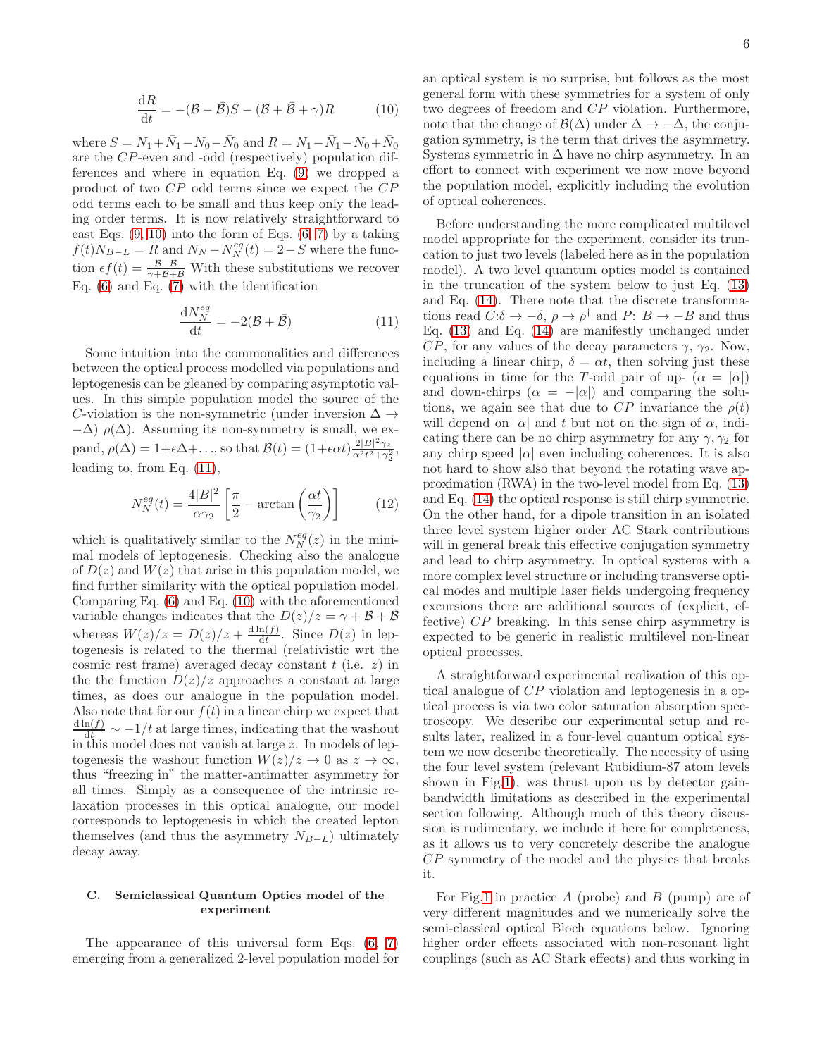$$\frac{\mathrm{d}R}{\mathrm{d}t} = -(\mathcal{B}-\bar{\mathcal{B}})S - (\mathcal{B}+\bar{\mathcal{B}}+\gamma)R \tag{10}$$

where $S = N_1+\bar{N}_1-N_0-\bar{N}_0$ and $R = N_1-\bar{N}_1-N_0+\bar{N}_0$ are the $CP$-even and -odd (respectively) population differences and where in equation Eq. (9) we dropped a product of two $CP$ odd terms since we expect the $CP$ odd terms each to be small and thus keep only the leading order terms. It is now relatively straightforward to cast Eqs. (9, 10) into the form of Eqs. (6, 7) by a taking $f(t)N_{B-L} = R$ and $N_N - N_N^{eq}(t) = 2-S$ where the function $\epsilon f(t) = \frac{\mathcal{B}-\bar{\mathcal{B}}}{\gamma+\mathcal{B}+\bar{\mathcal{B}}}$ With these substitutions we recover Eq. (6) and Eq. (7) with the identification

$$\frac{\mathrm{d}N_N^{eq}}{\mathrm{d}t} = -2(\mathcal{B}+\bar{\mathcal{B}}) \tag{11}$$

Some intuition into the commonalities and differences between the optical process modelled via populations and leptogenesis can be gleaned by comparing asymptotic values. In this simple population model the source of the $C$-violation is the non-symmetric (under inversion $\Delta \to -\Delta$) $\rho(\Delta)$. Assuming its non-symmetry is small, we expand, $\rho(\Delta) = 1+\epsilon\Delta+\ldots$, so that $\mathcal{B}(t) = (1+\epsilon\alpha t)\frac{2|B|^2\gamma_2}{\alpha^2t^2+\gamma_2^2}$, leading to, from Eq. (11),

$$N_N^{eq}(t) = \frac{4|B|^2}{\alpha\gamma_2}\left[\frac{\pi}{2} - \arctan\left(\frac{\alpha t}{\gamma_2}\right)\right] \tag{12}$$

which is qualitatively similar to the $N_N^{eq}(z)$ in the minimal models of leptogenesis. Checking also the analogue of $D(z)$ and $W(z)$ that arise in this population model, we find further similarity with the optical population model. Comparing Eq. (6) and Eq. (10) with the aforementioned variable changes indicates that the $D(z)/z = \gamma+\mathcal{B}+\bar{\mathcal{B}}$ whereas $W(z)/z = D(z)/z + \frac{\mathrm{d}\ln(f)}{\mathrm{d}t}$. Since $D(z)$ in leptogenesis is related to the thermal (relativistic wrt the cosmic rest frame) averaged decay constant $t$ (i.e. $z$) in the the function $D(z)/z$ approaches a constant at large times, as does our analogue in the population model. Also note that for our $f(t)$ in a linear chirp we expect that $\frac{\mathrm{d}\ln(f)}{\mathrm{d}t} \sim -1/t$ at large times, indicating that the washout in this model does not vanish at large $z$. In models of leptogenesis the washout function $W(z)/z \to 0$ as $z \to \infty$, thus "freezing in" the matter-antimatter asymmetry for all times. Simply as a consequence of the intrinsic relaxation processes in this optical analogue, our model corresponds to leptogenesis in which the created lepton themselves (and thus the asymmetry $N_{B-L}$) ultimately decay away.

### C. Semiclassical Quantum Optics model of the experiment

The appearance of this universal form Eqs. (6, 7) emerging from a generalized 2-level population model for an optical system is no surprise, but follows as the most general form with these symmetries for a system of only two degrees of freedom and $CP$ violation. Furthermore, note that the change of $\mathcal{B}(\Delta)$ under $\Delta \to -\Delta$, the conjugation symmetry, is the term that drives the asymmetry. Systems symmetric in $\Delta$ have no chirp asymmetry. In an effort to connect with experiment we now move beyond the population model, explicitly including the evolution of optical coherences.

Before understanding the more complicated multilevel model appropriate for the experiment, consider its truncation to just two levels (labeled here as in the population model). A two level quantum optics model is contained in the truncation of the system below to just Eq. (13) and Eq. (14). There note that the discrete transformations read $C$:$\delta \to -\delta$, $\rho \to \rho^\dagger$ and $P$: $B \to -B$ and thus Eq. (13) and Eq. (14) are manifestly unchanged under $CP$, for any values of the decay parameters $\gamma$, $\gamma_2$. Now, including a linear chirp, $\delta = \alpha t$, then solving just these equations in time for the $T$-odd pair of up- ($\alpha = |\alpha|$) and down-chirps ($\alpha = -|\alpha|$) and comparing the solutions, we again see that due to $CP$ invariance the $\rho(t)$ will depend on $|\alpha|$ and $t$ but not on the sign of $\alpha$, indicating there can be no chirp asymmetry for any $\gamma, \gamma_2$ for any chirp speed $|\alpha|$ even including coherences. It is also not hard to show also that beyond the rotating wave approximation (RWA) in the two-level model from Eq. (13) and Eq. (14) the optical response is still chirp symmetric. On the other hand, for a dipole transition in an isolated three level system higher order AC Stark contributions will in general break this effective conjugation symmetry and lead to chirp asymmetry. In optical systems with a more complex level structure or including transverse optical modes and multiple laser fields undergoing frequency excursions there are additional sources of (explicit, effective) $CP$ breaking. In this sense chirp asymmetry is expected to be generic in realistic multilevel non-linear optical processes.

A straightforward experimental realization of this optical analogue of $CP$ violation and leptogenesis in a optical process is via two color saturation absorption spectroscopy. We describe our experimental setup and results later, realized in a four-level quantum optical system we now describe theoretically. The necessity of using the four level system (relevant Rubidium-87 atom levels shown in Fig.1), was thrust upon us by detector gain-bandwidth limitations as described in the experimental section following. Although much of this theory discussion is rudimentary, we include it here for completeness, as it allows us to very concretely describe the analogue $CP$ symmetry of the model and the physics that breaks it.

For Fig.1 in practice $A$ (probe) and $B$ (pump) are of very different magnitudes and we numerically solve the semi-classical optical Bloch equations below. Ignoring higher order effects associated with non-resonant light couplings (such as AC Stark effects) and thus working in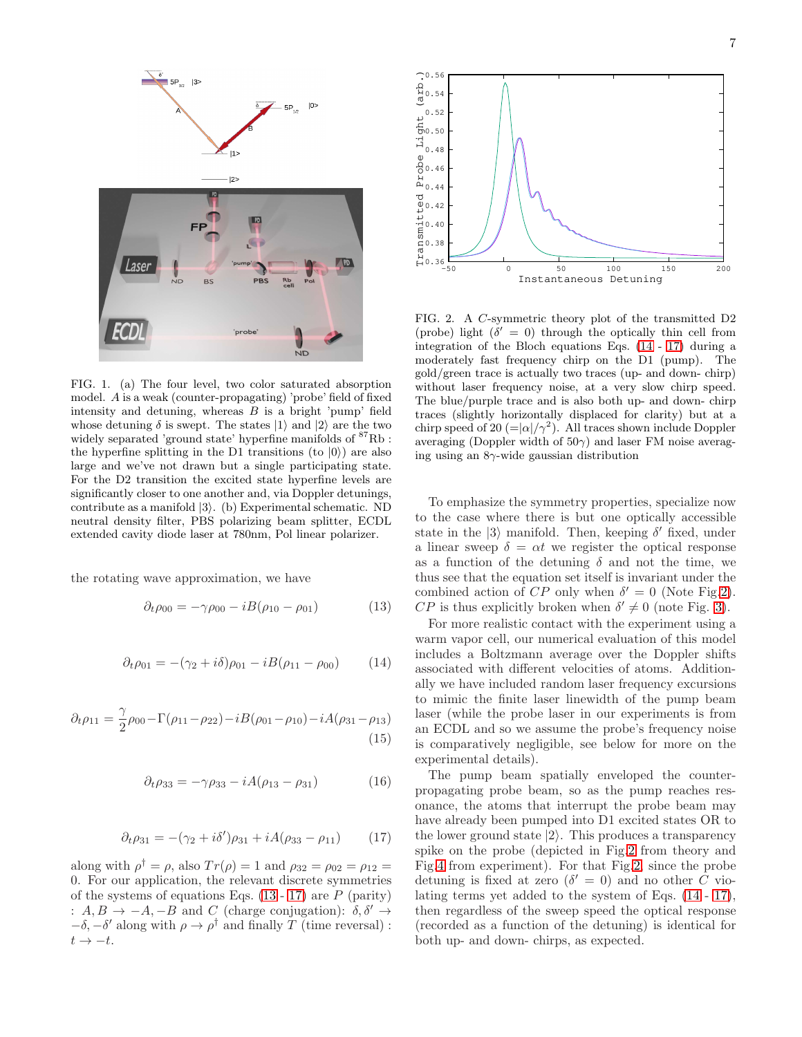FIG. 1. (a) The four level, two color saturated absorption model. $A$ is a weak (counter-propagating) 'probe' field of fixed intensity and detuning, whereas $B$ is a bright 'pump' field whose detuning $\delta$ is swept. The states $|1\rangle$ and $|2\rangle$ are the two widely separated 'ground state' hyperfine manifolds of $^{87}$Rb : the hyperfine splitting in the D1 transitions (to $|0\rangle$) are also large and we've not drawn but a single participating state. For the D2 transition the excited state hyperfine levels are significantly closer to one another and, via Doppler detunings, contribute as a manifold $|3\rangle$. (b) Experimental schematic. ND neutral density filter, PBS polarizing beam splitter, ECDL extended cavity diode laser at 780nm, Pol linear polarizer.

the rotating wave approximation, we have

$$\partial_t \rho_{00} = -\gamma\rho_{00} - iB(\rho_{10} - \rho_{01}) \tag{13}$$

$$\partial_t \rho_{01} = -(\gamma_2 + i\delta)\rho_{01} - iB(\rho_{11} - \rho_{00}) \tag{14}$$

$$\partial_t \rho_{11} = \frac{\gamma}{2}\rho_{00} - \Gamma(\rho_{11} - \rho_{22}) - iB(\rho_{01} - \rho_{10}) - iA(\rho_{31} - \rho_{13}) \tag{15}$$

$$\partial_t \rho_{33} = -\gamma\rho_{33} - iA(\rho_{13} - \rho_{31}) \tag{16}$$

$$\partial_t \rho_{31} = -(\gamma_2 + i\delta')\rho_{31} + iA(\rho_{33} - \rho_{11}) \tag{17}$$

along with $\rho^\dagger = \rho$, also $Tr(\rho) = 1$ and $\rho_{32} = \rho_{02} = \rho_{12} = 0$. For our application, the relevant discrete symmetries of the systems of equations Eqs. (13 - 17) are $P$ (parity) : $A, B \to -A, -B$ and $C$ (charge conjugation): $\delta, \delta' \to -\delta, -\delta'$ along with $\rho \to \rho^\dagger$ and finally $T$ (time reversal) : $t \to -t$.

FIG. 2. A $C$-symmetric theory plot of the transmitted D2 (probe) light ($\delta' = 0$) through the optically thin cell from integration of the Bloch equations Eqs. (14 - 17) during a moderately fast frequency chirp on the D1 (pump). The gold/green trace is actually two traces (up- and down- chirp) without laser frequency noise, at a very slow chirp speed. The blue/purple trace and is also both up- and down- chirp traces (slightly horizontally displaced for clarity) but at a chirp speed of 20 ($=|\alpha|/\gamma^2$). All traces shown include Doppler averaging (Doppler width of $50\gamma$) and laser FM noise averaging using an $8\gamma$-wide gaussian distribution

To emphasize the symmetry properties, specialize now to the case where there is but one optically accessible state in the $|3\rangle$ manifold. Then, keeping $\delta'$ fixed, under a linear sweep $\delta = \alpha t$ we register the optical response as a function of the detuning $\delta$ and not the time, we thus see that the equation set itself is invariant under the combined action of $CP$ only when $\delta' = 0$ (Note Fig.2). $CP$ is thus explicitly broken when $\delta' \neq 0$ (note Fig. 3).

For more realistic contact with the experiment using a warm vapor cell, our numerical evaluation of this model includes a Boltzmann average over the Doppler shifts associated with different velocities of atoms. Additionally we have included random laser frequency excursions to mimic the finite laser linewidth of the pump beam laser (while the probe laser in our experiments is from an ECDL and so we assume the probe's frequency noise is comparatively negligible, see below for more on the experimental details).

The pump beam spatially enveloped the counter-propagating probe beam, so as the pump reaches resonance, the atoms that interrupt the probe beam may have already been pumped into D1 excited states OR to the lower ground state $|2\rangle$. This produces a transparency spike on the probe (depicted in Fig.2 from theory and Fig.4 from experiment). For that Fig.2, since the probe detuning is fixed at zero ($\delta' = 0$) and no other $C$ violating terms yet added to the system of Eqs. (14 - 17), then regardless of the sweep speed the optical response (recorded as a function of the detuning) is identical for both up- and down- chirps, as expected.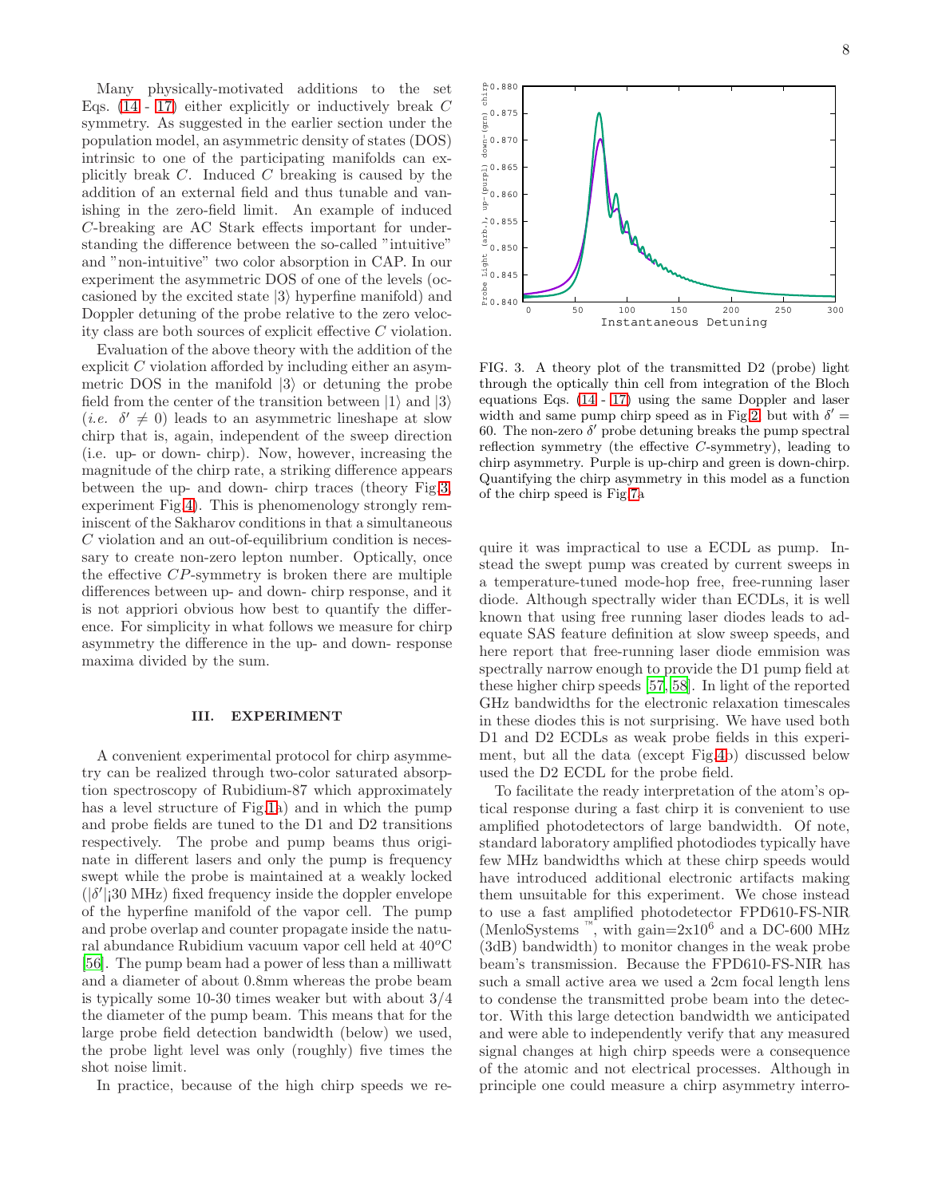Many physically-motivated additions to the set Eqs. (14 - 17) either explicitly or inductively break $C$ symmetry. As suggested in the earlier section under the population model, an asymmetric density of states (DOS) intrinsic to one of the participating manifolds can explicitly break $C$. Induced $C$ breaking is caused by the addition of an external field and thus tunable and vanishing in the zero-field limit. An example of induced $C$-breaking are AC Stark effects important for understanding the difference between the so-called "intuitive" and "non-intuitive" two color absorption in CAP. In our experiment the asymmetric DOS of one of the levels (occasioned by the excited state $|3\rangle$ hyperfine manifold) and Doppler detuning of the probe relative to the zero velocity class are both sources of explicit effective $C$ violation.

Evaluation of the above theory with the addition of the explicit $C$ violation afforded by including either an asymmetric DOS in the manifold $|3\rangle$ or detuning the probe field from the center of the transition between $|1\rangle$ and $|3\rangle$ (*i.e.* $\delta' \neq 0$) leads to an asymmetric lineshape at slow chirp that is, again, independent of the sweep direction (i.e. up- or down- chirp). Now, however, increasing the magnitude of the chirp rate, a striking difference appears between the up- and down- chirp traces (theory Fig.3, experiment Fig.4). This is phenomenology strongly reminiscent of the Sakharov conditions in that a simultaneous $C$ violation and an out-of-equilibrium condition is necessary to create non-zero lepton number. Optically, once the effective $CP$-symmetry is broken there are multiple differences between up- and down- chirp response, and it is not appriori obvious how best to quantify the difference. For simplicity in what follows we measure for chirp asymmetry the difference in the up- and down- response maxima divided by the sum.

FIG. 3. A theory plot of the transmitted D2 (probe) light through the optically thin cell from integration of the Bloch equations Eqs. (14 - 17) using the same Doppler and laser width and same pump chirp speed as in Fig.2, but with $\delta' = 60$. The non-zero $\delta'$ probe detuning breaks the pump spectral reflection symmetry (the effective $C$-symmetry), leading to chirp asymmetry. Purple is up-chirp and green is down-chirp. Quantifying the chirp asymmetry in this model as a function of the chirp speed is Fig.7a

## III. EXPERIMENT

A convenient experimental protocol for chirp asymmetry can be realized through two-color saturated absorption spectroscopy of Rubidium-87 which approximately has a level structure of Fig.1a) and in which the pump and probe fields are tuned to the D1 and D2 transitions respectively. The probe and pump beams thus originate in different lasers and only the pump is frequency swept while the probe is maintained at a weakly locked ($|\delta'|$¡30 MHz) fixed frequency inside the doppler envelope of the hyperfine manifold of the vapor cell. The pump and probe overlap and counter propagate inside the natural abundance Rubidium vacuum vapor cell held at $40^oC$ [56]. The pump beam had a power of less than a milliwatt and a diameter of about 0.8mm whereas the probe beam is typically some 10-30 times weaker but with about 3/4 the diameter of the pump beam. This means that for the large probe field detection bandwidth (below) we used, the probe light level was only (roughly) five times the shot noise limit.

In practice, because of the high chirp speeds we require it was impractical to use a ECDL as pump. Instead the swept pump was created by current sweeps in a temperature-tuned mode-hop free, free-running laser diode. Although spectrally wider than ECDLs, it is well known that using free running laser diodes leads to adequate SAS feature definition at slow sweep speeds, and here report that free-running laser diode emmision was spectrally narrow enough to provide the D1 pump field at these higher chirp speeds [57, 58]. In light of the reported GHz bandwidths for the electronic relaxation timescales in these diodes this is not surprising. We have used both D1 and D2 ECDLs as weak probe fields in this experiment, but all the data (except Fig.4b) discussed below used the D2 ECDL for the probe field.

To facilitate the ready interpretation of the atom's optical response during a fast chirp it is convenient to use amplified photodetectors of large bandwidth. Of note, standard laboratory amplified photodiodes typically have few MHz bandwidths which at these chirp speeds would have introduced additional electronic artifacts making them unsuitable for this experiment. We chose instead to use a fast amplified photodetector FPD610-FS-NIR (MenloSystems ™, with gain=2x10$^6$ and a DC-600 MHz (3dB) bandwidth) to monitor changes in the weak probe beam's transmission. Because the FPD610-FS-NIR has such a small active area we used a 2cm focal length lens to condense the transmitted probe beam into the detector. With this large detection bandwidth we anticipated and were able to independently verify that any measured signal changes at high chirp speeds were a consequence of the atomic and not electrical processes. Although in principle one could measure a chirp asymmetry interro-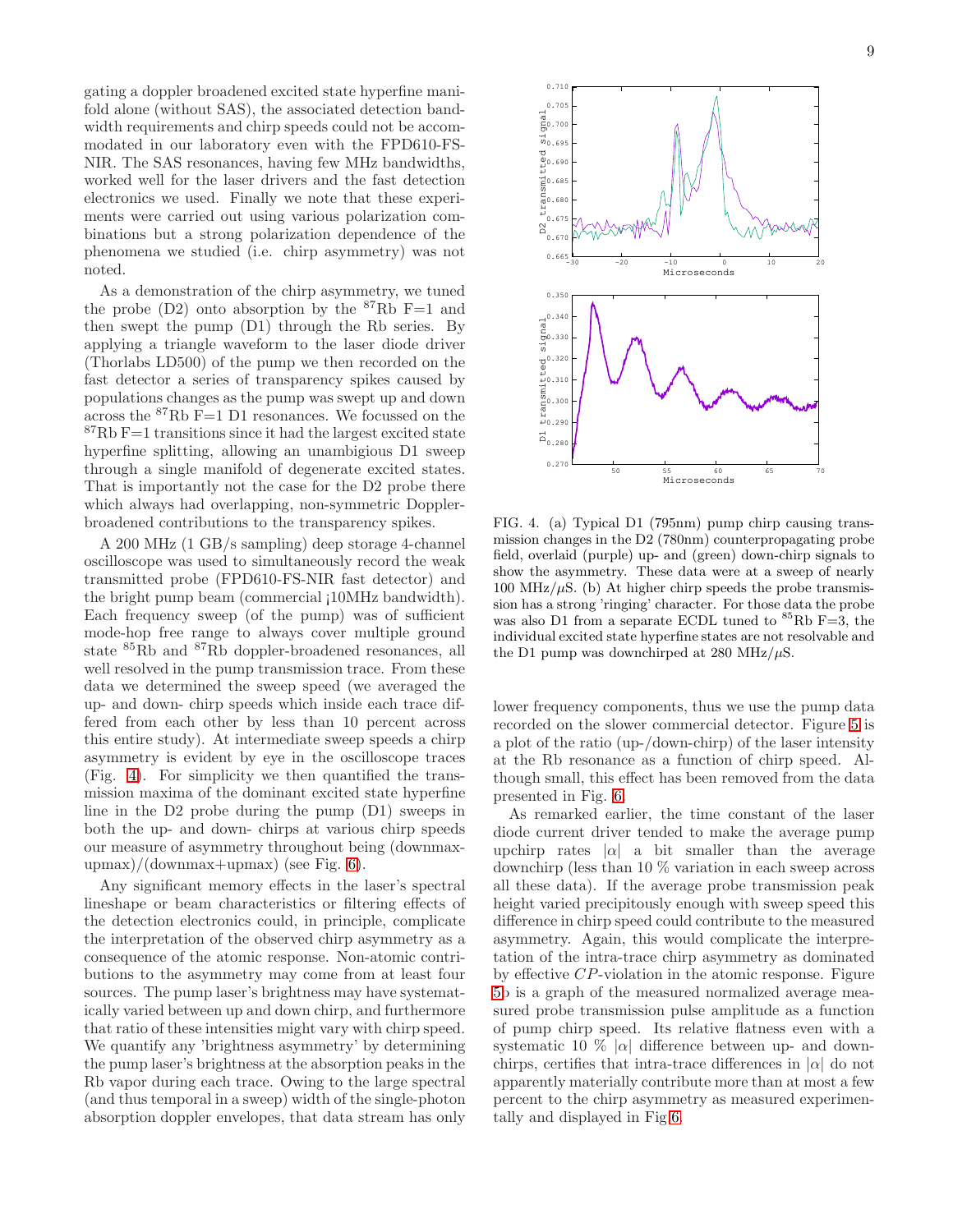gating a doppler broadened excited state hyperfine manifold alone (without SAS), the associated detection bandwidth requirements and chirp speeds could not be accommodated in our laboratory even with the FPD610-FS-NIR. The SAS resonances, having few MHz bandwidths, worked well for the laser drivers and the fast detection electronics we used. Finally we note that these experiments were carried out using various polarization combinations but a strong polarization dependence of the phenomena we studied (i.e. chirp asymmetry) was not noted.

As a demonstration of the chirp asymmetry, we tuned the probe (D2) onto absorption by the $^{87}$Rb F=1 and then swept the pump (D1) through the Rb series. By applying a triangle waveform to the laser diode driver (Thorlabs LD500) of the pump we then recorded on the fast detector a series of transparency spikes caused by populations changes as the pump was swept up and down across the $^{87}$Rb F=1 D1 resonances. We focussed on the $^{87}$Rb F=1 transitions since it had the largest excited state hyperfine splitting, allowing an unambigious D1 sweep through a single manifold of degenerate excited states. That is importantly not the case for the D2 probe there which always had overlapping, non-symmetric Doppler-broadened contributions to the transparency spikes.

A 200 MHz (1 GB/s sampling) deep storage 4-channel oscilloscope was used to simultaneously record the weak transmitted probe (FPD610-FS-NIR fast detector) and the bright pump beam (commercial ¡10MHz bandwidth). Each frequency sweep (of the pump) was of sufficient mode-hop free range to always cover multiple ground state $^{85}$Rb and $^{87}$Rb doppler-broadened resonances, all well resolved in the pump transmission trace. From these data we determined the sweep speed (we averaged the up- and down- chirp speeds which inside each trace differed from each other by less than 10 percent across this entire study). At intermediate sweep speeds a chirp asymmetry is evident by eye in the oscilloscope traces (Fig. 4). For simplicity we then quantified the transmission maxima of the dominant excited state hyperfine line in the D2 probe during the pump (D1) sweeps in both the up- and down- chirps at various chirp speeds our measure of asymmetry throughout being (downmax-upmax)/(downmax+upmax) (see Fig. 6).

Any significant memory effects in the laser's spectral lineshape or beam characteristics or filtering effects of the detection electronics could, in principle, complicate the interpretation of the observed chirp asymmetry as a consequence of the atomic response. Non-atomic contributions to the asymmetry may come from at least four sources. The pump laser's brightness may have systematically varied between up and down chirp, and furthermore that ratio of these intensities might vary with chirp speed. We quantify any 'brightness asymmetry' by determining the pump laser's brightness at the absorption peaks in the Rb vapor during each trace. Owing to the large spectral (and thus temporal in a sweep) width of the single-photon absorption doppler envelopes, that data stream has only lower frequency components, thus we use the pump data recorded on the slower commercial detector. Figure 5 is a plot of the ratio (up-/down-chirp) of the laser intensity at the Rb resonance as a function of chirp speed. Although small, this effect has been removed from the data presented in Fig. 6.

FIG. 4. (a) Typical D1 (795nm) pump chirp causing transmission changes in the D2 (780nm) counterpropagating probe field, overlaid (purple) up- and (green) down-chirp signals to show the asymmetry. These data were at a sweep of nearly 100 MHz/$\mu$S. (b) At higher chirp speeds the probe transmission has a strong 'ringing' character. For those data the probe was also D1 from a separate ECDL tuned to $^{85}$Rb F=3, the individual excited state hyperfine states are not resolvable and the D1 pump was downchirped at 280 MHz/$\mu$S.

As remarked earlier, the time constant of the laser diode current driver tended to make the average pump upchirp rates $|\alpha|$ a bit smaller than the average downchirp (less than 10 % variation in each sweep across all these data). If the average probe transmission peak height varied precipitously enough with sweep speed this difference in chirp speed could contribute to the measured asymmetry. Again, this would complicate the interpretation of the intra-trace chirp asymmetry as dominated by effective $CP$-violation in the atomic response. Figure 5b is a graph of the measured normalized average measured probe transmission pulse amplitude as a function of pump chirp speed. Its relative flatness even with a systematic 10 % $|\alpha|$ difference between up- and downchirps, certifies that intra-trace differences in $|\alpha|$ do not apparently materially contribute more than at most a few percent to the chirp asymmetry as measured experimentally and displayed in Fig 6.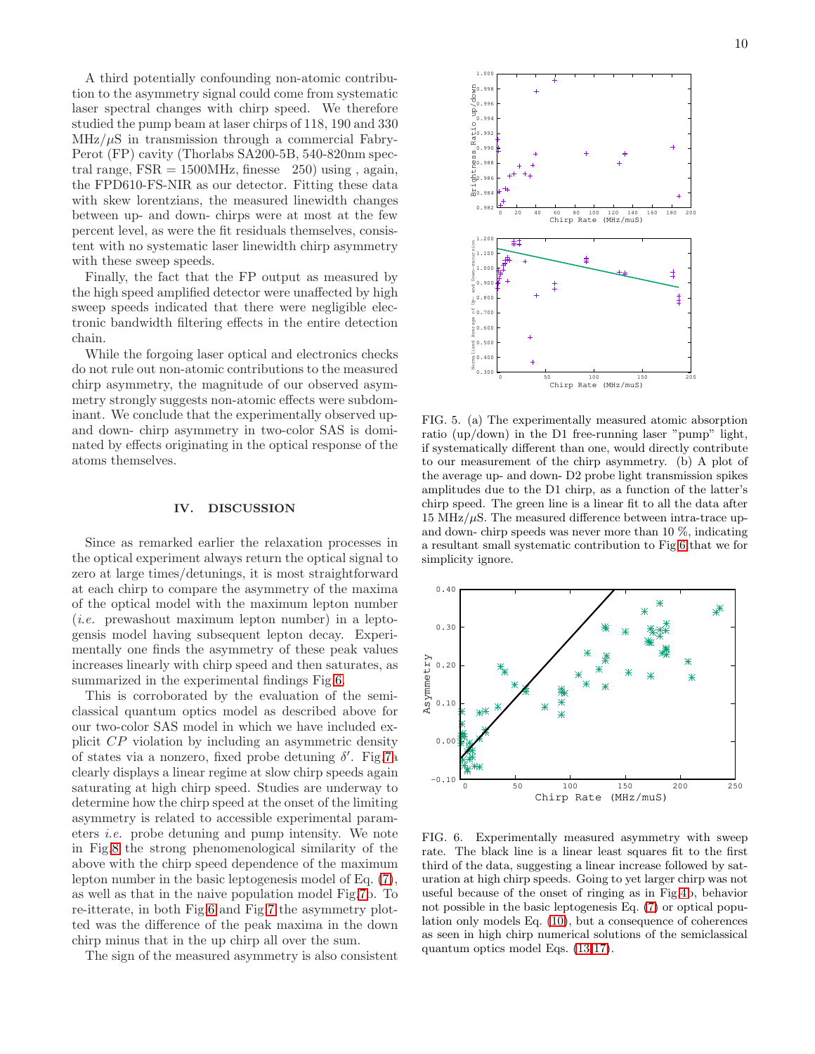A third potentially confounding non-atomic contribution to the asymmetry signal could come from systematic laser spectral changes with chirp speed. We therefore studied the pump beam at laser chirps of 118, 190 and 330 MHz/$\mu$S in transmission through a commercial Fabry-Perot (FP) cavity (Thorlabs SA200-5B, 540-820nm spectral range, FSR = 1500MHz, finesse 250) using , again, the FPD610-FS-NIR as our detector. Fitting these data with skew lorentzians, the measured linewidth changes between up- and down- chirps were at most at the few percent level, as were the fit residuals themselves, consistent with no systematic laser linewidth chirp asymmetry with these sweep speeds.

Finally, the fact that the FP output as measured by the high speed amplified detector were unaffected by high sweep speeds indicated that there were negligible electronic bandwidth filtering effects in the entire detection chain.

While the forgoing laser optical and electronics checks do not rule out non-atomic contributions to the measured chirp asymmetry, the magnitude of our observed asymmetry strongly suggests non-atomic effects were subdominant. We conclude that the experimentally observed up- and down- chirp asymmetry in two-color SAS is dominated by effects originating in the optical response of the atoms themselves.

## IV. DISCUSSION

Since as remarked earlier the relaxation processes in the optical experiment always return the optical signal to zero at large times/detunings, it is most straightforward at each chirp to compare the asymmetry of the maxima of the optical model with the maximum lepton number (*i.e.* prewashout maximum lepton number) in a leptogensis model having subsequent lepton decay. Experimentally one finds the asymmetry of these peak values increases linearly with chirp speed and then saturates, as summarized in the experimental findings Fig.6.

This is corroborated by the evaluation of the semi-classical quantum optics model as described above for our two-color SAS model in which we have included explicit $CP$ violation by including an asymmetric density of states via a nonzero, fixed probe detuning $\delta'$. Fig.7a clearly displays a linear regime at slow chirp speeds again saturating at high chirp speed. Studies are underway to determine how the chirp speed at the onset of the limiting asymmetry is related to accessible experimental parameters *i.e.* probe detuning and pump intensity. We note in Fig.8 the strong phenomenological similarity of the above with the chirp speed dependence of the maximum lepton number in the basic leptogenesis model of Eq. (7), as well as that in the naive population model Fig.7b. To re-itterate, in both Fig.6 and Fig.7 the asymmetry plotted was the difference of the peak maxima in the down chirp minus that in the up chirp all over the sum.

The sign of the measured asymmetry is also consistent

FIG. 5. (a) The experimentally measured atomic absorption ratio (up/down) in the D1 free-running laser "pump" light, if systematically different than one, would directly contribute to our measurement of the chirp asymmetry. (b) A plot of the average up- and down- D2 probe light transmission spikes amplitudes due to the D1 chirp, as a function of the latter's chirp speed. The green line is a linear fit to all the data after 15 MHz/$\mu$S. The measured difference between intra-trace up- and down- chirp speeds was never more than 10 %, indicating a resultant small systematic contribution to Fig.6 that we for simplicity ignore.

FIG. 6. Experimentally measured asymmetry with sweep rate. The black line is a linear least squares fit to the first third of the data, suggesting a linear increase followed by saturation at high chirp speeds. Going to yet larger chirp was not useful because of the onset of ringing as in Fig.4b, behavior not possible in the basic leptogenesis Eq. (7) or optical population only models Eq. (10), but a consequence of coherences as seen in high chirp numerical solutions of the semiclassical quantum optics model Eqs. (13-17).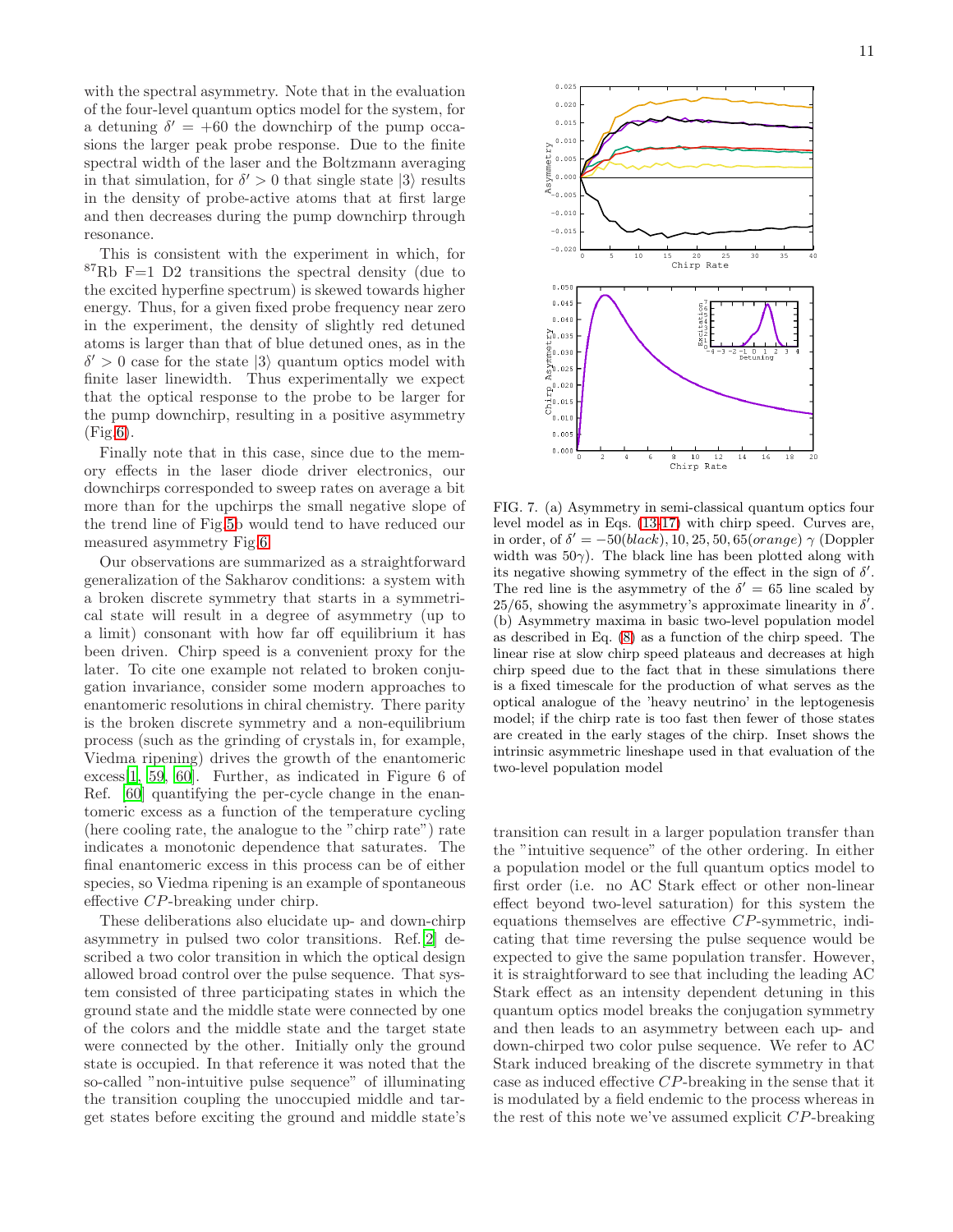with the spectral asymmetry. Note that in the evaluation of the four-level quantum optics model for the system, for a detuning $\delta' = +60$ the downchirp of the pump occasions the larger peak probe response. Due to the finite spectral width of the laser and the Boltzmann averaging in that simulation, for $\delta' > 0$ that single state $|3\rangle$ results in the density of probe-active atoms that at first large and then decreases during the pump downchirp through resonance.

This is consistent with the experiment in which, for $^{87}$Rb F=1 D2 transitions the spectral density (due to the excited hyperfine spectrum) is skewed towards higher energy. Thus, for a given fixed probe frequency near zero in the experiment, the density of slightly red detuned atoms is larger than that of blue detuned ones, as in the $\delta' > 0$ case for the state $|3\rangle$ quantum optics model with finite laser linewidth. Thus experimentally we expect that the optical response to the probe to be larger for the pump downchirp, resulting in a positive asymmetry (Fig.6).

Finally note that in this case, since due to the memory effects in the laser diode driver electronics, our downchirps corresponded to sweep rates on average a bit more than for the upchirps the small negative slope of the trend line of Fig.5b would tend to have reduced our measured asymmetry Fig.6.

Our observations are summarized as a straightforward generalization of the Sakharov conditions: a system with a broken discrete symmetry that starts in a symmetrical state will result in a degree of asymmetry (up to a limit) consonant with how far off equilibrium it has been driven. Chirp speed is a convenient proxy for the later. To cite one example not related to broken conjugation invariance, consider some modern approaches to enantomeric resolutions in chiral chemistry. There parity is the broken discrete symmetry and a non-equilibrium process (such as the grinding of crystals in, for example, Viedma ripening) drives the growth of the enantomeric excess[1, 59, 60]. Further, as indicated in Figure 6 of Ref. [60] quantifying the per-cycle change in the enantomeric excess as a function of the temperature cycling (here cooling rate, the analogue to the "chirp rate") rate indicates a monotonic dependence that saturates. The final enantomeric excess in this process can be of either species, so Viedma ripening is an example of spontaneous effective $CP$-breaking under chirp.

These deliberations also elucidate up- and down-chirp asymmetry in pulsed two color transitions. Ref.[2] described a two color transition in which the optical design allowed broad control over the pulse sequence. That system consisted of three participating states in which the ground state and the middle state were connected by one of the colors and the middle state and the target state were connected by the other. Initially only the ground state is occupied. In that reference it was noted that the so-called "non-intuitive pulse sequence" of illuminating the transition coupling the unoccupied middle and target states before exciting the ground and middle state's transition can result in a larger population transfer than the "intuitive sequence" of the other ordering. In either a population model or the full quantum optics model to first order (i.e. no AC Stark effect or other non-linear effect beyond two-level saturation) for this system the equations themselves are effective $CP$-symmetric, indicating that time reversing the pulse sequence would be expected to give the same population transfer. However, it is straightforward to see that including the leading AC Stark effect as an intensity dependent detuning in this quantum optics model breaks the conjugation symmetry and then leads to an asymmetry between each up- and down-chirped two color pulse sequence. We refer to AC Stark induced breaking of the discrete symmetry in that case as induced effective $CP$-breaking in the sense that it is modulated by a field endemic to the process whereas in the rest of this note we've assumed explicit $CP$-breaking

FIG. 7. (a) Asymmetry in semi-classical quantum optics four level model as in Eqs. (13-17) with chirp speed. Curves are, in order, of $\delta' = -50(black), 10, 25, 50, 65(orange)\ \gamma$ (Doppler width was $50\gamma$). The black line has been plotted along with its negative showing symmetry of the effect in the sign of $\delta'$. The red line is the asymmetry of the $\delta' = 65$ line scaled by 25/65, showing the asymmetry's approximate linearity in $\delta'$. (b) Asymmetry maxima in basic two-level population model as described in Eq. (8) as a function of the chirp speed. The linear rise at slow chirp speed plateaus and decreases at high chirp speed due to the fact that in these simulations there is a fixed timescale for the production of what serves as the optical analogue of the 'heavy neutrino' in the leptogenesis model; if the chirp rate is too fast then fewer of those states are created in the early stages of the chirp. Inset shows the intrinsic asymmetric lineshape used in that evaluation of the two-level population model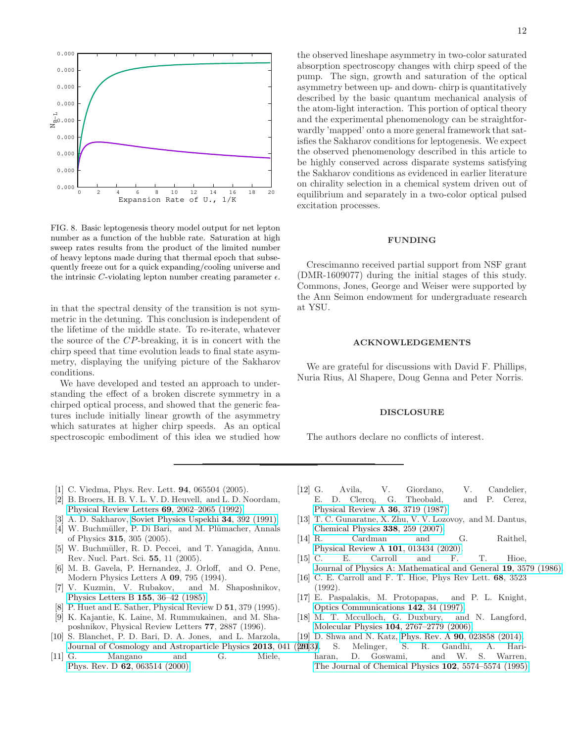FIG. 8. Basic leptogenesis theory model output for net lepton number as a function of the hubble rate. Saturation at high sweep rates results from the product of the limited number of heavy leptons made during that thermal epoch that subsequently freeze out for a quick expanding/cooling universe and the intrinsic $C$-violating lepton number creating parameter $\epsilon$.

in that the spectral density of the transition is not symmetric in the detuning. This conclusion is independent of the lifetime of the middle state. To re-iterate, whatever the source of the $CP$-breaking, it is in concert with the chirp speed that time evolution leads to final state asymmetry, displaying the unifying picture of the Sakharov conditions.

We have developed and tested an approach to understanding the effect of a broken discrete symmetry in a chirped optical process, and showed that the generic features include initially linear growth of the asymmetry which saturates at higher chirp speeds. As an optical spectroscopic embodiment of this idea we studied how the observed lineshape asymmetry in two-color saturated absorption spectroscopy changes with chirp speed of the pump. The sign, growth and saturation of the optical asymmetry between up- and down- chirp is quantitatively described by the basic quantum mechanical analysis of the atom-light interaction. This portion of optical theory and the experimental phenomenology can be straightforwardly 'mapped' onto a more general framework that satisfies the Sakharov conditions for leptogenesis. We expect the observed phenomenology described in this article to be highly conserved across disparate systems satisfying the Sakharov conditions as evidenced in earlier literature on chirality selection in a chemical system driven out of equilibrium and separately in a two-color optical pulsed excitation processes.

## FUNDING

Crescimanno received partial support from NSF grant (DMR-1609077) during the initial stages of this study. Commons, Jones, George and Weiser were supported by the Ann Seimon endowment for undergraduate research at YSU.

## ACKNOWLEDGEMENTS

We are grateful for discussions with David F. Phillips, Nuria Rius, Al Shapere, Doug Genna and Peter Norris.

## DISCLOSURE

The authors declare no conflicts of interest.

---

[1] C. Viedma, Phys. Rev. Lett. **94**, 065504 (2005).
[2] B. Broers, H. B. V. L. V. D. Heuvell, and L. D. Noordam, Physical Review Letters **69**, 2062–2065 (1992).
[3] A. D. Sakharov, Soviet Physics Uspekhi **34**, 392 (1991).
[4] W. Buchmüller, P. Di Bari, and M. Plümacher, Annals of Physics **315**, 305 (2005).
[5] W. Buchmüller, R. D. Peccei, and T. Yanagida, Annu. Rev. Nucl. Part. Sci. **55**, 11 (2005).
[6] M. B. Gavela, P. Hernandez, J. Orloff, and O. Pene, Modern Physics Letters A **09**, 795 (1994).
[7] V. Kuzmin, V. Rubakov, and M. Shaposhnikov, Physics Letters B **155**, 36–42 (1985).
[8] P. Huet and E. Sather, Physical Review D **51**, 379 (1995).
[9] K. Kajantie, K. Laine, M. Rummukainen, and M. Shaposhnikov, Physical Review Letters **77**, 2887 (1996).
[10] S. Blanchet, P. D. Bari, D. A. Jones, and L. Marzola, Journal of Cosmology and Astroparticle Physics **2013**, 041 (2013).
[11] G. Mangano and G. Miele, Phys. Rev. D **62**, 063514 (2000).
[12] G. Avila, V. Giordano, V. Candelier, E. D. Clercq, G. Theobald, and P. Cerez, Physical Review A **36**, 3719 (1987).
[13] T. C. Gunaratne, X. Zhu, V. V. Lozovoy, and M. Dantus, Chemical Physics **338**, 259 (2007).
[14] R. Cardman and G. Raithel, Physical Review A **101**, 013434 (2020).
[15] C. E. Carroll and F. T. Hioe, Journal of Physics A: Mathematical and General **19**, 3579 (1986).
[16] C. E. Carroll and F. T. Hioe, Phys Rev Lett. **68**, 3523 (1992).
[17] E. Paspalakis, M. Protopapas, and P. L. Knight, Optics Communications **142**, 34 (1997).
[18] M. T. Mcculloch, G. Duxbury, and N. Langford, Molecular Physics **104**, 2767–2779 (2006).
[19] D. Shwa and N. Katz, Phys. Rev. A **90**, 023858 (2014).
[20] J. S. Melinger, S. R. Gandhi, A. Hariharan, D. Goswami, and W. S. Warren, The Journal of Chemical Physics **102**, 5574–5574 (1995).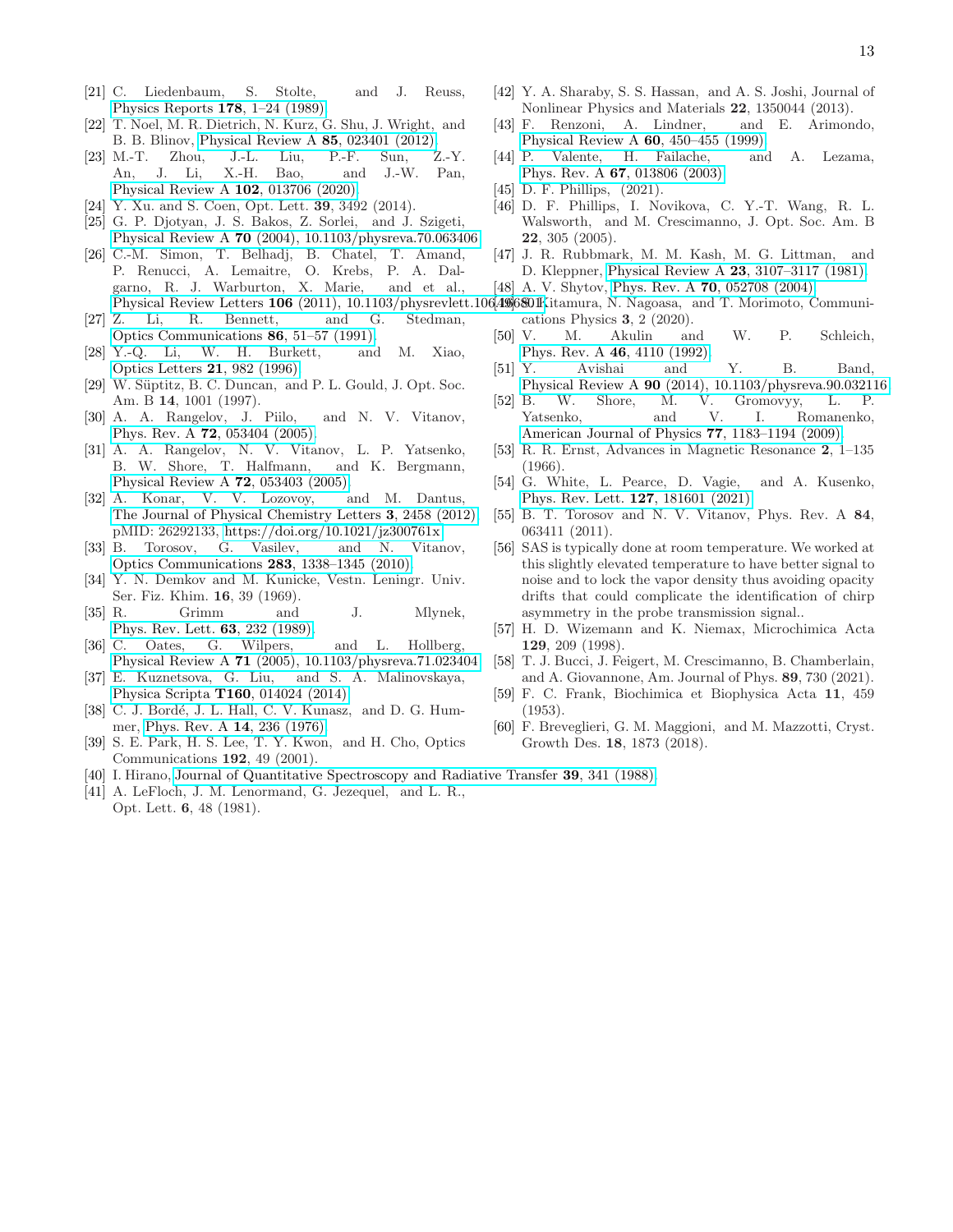[21] C. Liedenbaum, S. Stolte, and J. Reuss, Physics Reports **178**, 1–24 (1989).

[22] T. Noel, M. R. Dietrich, N. Kurz, G. Shu, J. Wright, and B. B. Blinov, Physical Review A **85**, 023401 (2012).

[23] M.-T. Zhou, J.-L. Liu, P.-F. Sun, Z.-Y. An, J. Li, X.-H. Bao, and J.-W. Pan, Physical Review A **102**, 013706 (2020).

[24] Y. Xu. and S. Coen, Opt. Lett. **39**, 3492 (2014).

[25] G. P. Djotyan, J. S. Bakos, Z. Sorlei, and J. Szigeti, Physical Review A **70** (2004), 10.1103/physreva.70.063406.

[26] C.-M. Simon, T. Belhadj, B. Chatel, T. Amand, P. Renucci, A. Lemaitre, O. Krebs, P. A. Dalgarno, R. J. Warburton, X. Marie, and et al., Physical Review Letters **106** (2011), 10.1103/physrevlett.106.166801.

[27] Z. Li, R. Bennett, and G. Stedman, Optics Communications **86**, 51–57 (1991).

[28] Y.-Q. Li, W. H. Burkett, and M. Xiao, Optics Letters **21**, 982 (1996).

[29] W. Süptitz, B. C. Duncan, and P. L. Gould, J. Opt. Soc. Am. B **14**, 1001 (1997).

[30] A. A. Rangelov, J. Piilo, and N. V. Vitanov, Phys. Rev. A **72**, 053404 (2005).

[31] A. A. Rangelov, N. V. Vitanov, L. P. Yatsenko, B. W. Shore, T. Halfmann, and K. Bergmann, Physical Review A **72**, 053403 (2005).

[32] A. Konar, V. V. Lozovoy, and M. Dantus, The Journal of Physical Chemistry Letters **3**, 2458 (2012), pMID: 26292133, https://doi.org/10.1021/jz300761x.

[33] B. Torosov, G. Vasilev, and N. Vitanov, Optics Communications **283**, 1338–1345 (2010).

[34] Y. N. Demkov and M. Kunicke, Vestn. Leningr. Univ. Ser. Fiz. Khim. **16**, 39 (1969).

[35] R. Grimm and J. Mlynek, Phys. Rev. Lett. **63**, 232 (1989).

[36] C. Oates, G. Wilpers, and L. Hollberg, Physical Review A **71** (2005), 10.1103/physreva.71.023404.

[37] E. Kuznetsova, G. Liu, and S. A. Malinovskaya, Physica Scripta **T160**, 014024 (2014).

[38] C. J. Bordé, J. L. Hall, C. V. Kunasz, and D. G. Hummer, Phys. Rev. A **14**, 236 (1976).

[39] S. E. Park, H. S. Lee, T. Y. Kwon, and H. Cho, Optics Communications **192**, 49 (2001).

[40] I. Hirano, Journal of Quantitative Spectroscopy and Radiative Transfer **39**, 341 (1988).

[41] A. LeFloch, J. M. Lenormand, G. Jezequel, and L. R., Opt. Lett. **6**, 48 (1981).

[42] Y. A. Sharaby, S. S. Hassan, and A. S. Joshi, Journal of Nonlinear Physics and Materials **22**, 1350044 (2013).

[43] F. Renzoni, A. Lindner, and E. Arimondo, Physical Review A **60**, 450–455 (1999).

[44] P. Valente, H. Failache, and A. Lezama, Phys. Rev. A **67**, 013806 (2003).

[45] D. F. Phillips, (2021).

[46] D. F. Phillips, I. Novikova, C. Y.-T. Wang, R. L. Walsworth, and M. Crescimanno, J. Opt. Soc. Am. B **22**, 305 (2005).

[47] J. R. Rubbmark, M. M. Kash, M. G. Littman, and D. Kleppner, Physical Review A **23**, 3107–3117 (1981).

[48] A. V. Shytov, Phys. Rev. A **70**, 052708 (2004).

[49] T. Kitamura, N. Nagoasa, and T. Morimoto, Communications Physics **3**, 2 (2020).

[50] V. M. Akulin and W. P. Schleich, Phys. Rev. A **46**, 4110 (1992).

[51] Y. Avishai and Y. B. Band, Physical Review A **90** (2014), 10.1103/physreva.90.032116.

[52] B. W. Shore, M. V. Gromovyy, L. P. Yatsenko, and V. I. Romanenko, American Journal of Physics **77**, 1183–1194 (2009).

[53] R. R. Ernst, Advances in Magnetic Resonance **2**, 1–135 (1966).

[54] G. White, L. Pearce, D. Vagie, and A. Kusenko, Phys. Rev. Lett. **127**, 181601 (2021).

[55] B. T. Torosov and N. V. Vitanov, Phys. Rev. A **84**, 063411 (2011).

[56] SAS is typically done at room temperature. We worked at this slightly elevated temperature to have better signal to noise and to lock the vapor density thus avoiding opacity drifts that could complicate the identification of chirp asymmetry in the probe transmission signal..

[57] H. D. Wizemann and K. Niemax, Microchimica Acta **129**, 209 (1998).

[58] T. J. Bucci, J. Feigert, M. Crescimanno, B. Chamberlain, and A. Giovannone, Am. Journal of Phys. **89**, 730 (2021).

[59] F. C. Frank, Biochimica et Biophysica Acta **11**, 459 (1953).

[60] F. Breveglieri, G. M. Maggioni, and M. Mazzotti, Cryst. Growth Des. **18**, 1873 (2018).